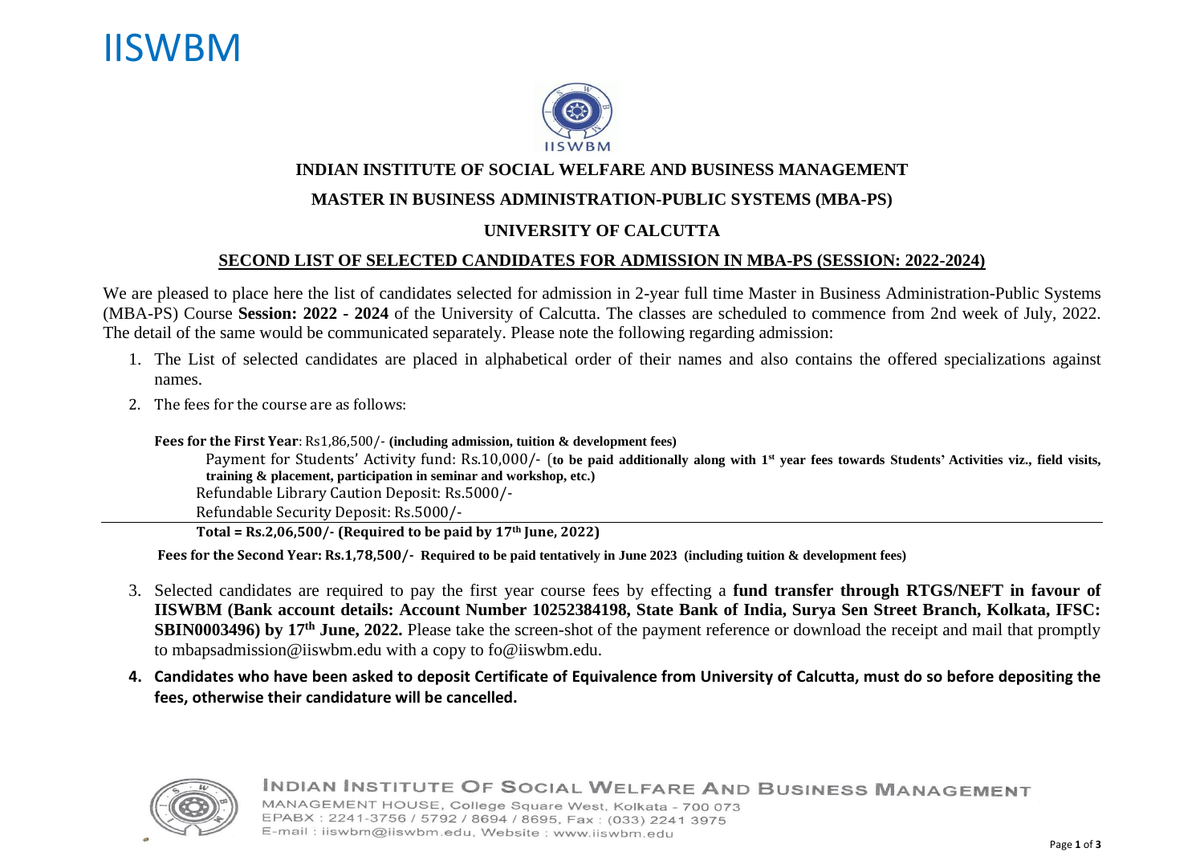# IISWBM

## INDIAN INSTITUTE OF SOCIAL WELFARE AND BUSINESS MANAGEMENT

## MASTER IN BUSINESS ADMINISTRATION-PUBLIC SYSTEMS (MBA-PS)

## UNIVERSITY OF CALCUTTA

### SECOND LIST OF SELECTED CANDIDATES FOR ADMISSION IN MBA-PS (SESSION: 2022-2024)

We are pleased to place here the list of candidates selected for admission in 2-year full time Master in Business Administration-Public Systems (MBA-PS) Course **Session: 2022 - 2024** of the University of Calcutta. The classes are scheduled to commence from 2nd week of July, 2022. The detail of the same would be communicated separately. Please note the following regarding admission:

1. The List of selected candidates are placed in alphabetical order of their names and also contains the offered specializations against names.
2. The fees for the course are as follows:

   **Fees for the First Year**: Rs1,86,500/- **(including admission, tuition & development fees)**

   Payment for Students' Activity fund: Rs.10,000/- (**to be paid additionally along with 1st year fees towards Students' Activities viz., field visits, training & placement, participation in seminar and workshop, etc.)**

   Refundable Library Caution Deposit: Rs.5000/-

   Refundable Security Deposit: Rs.5000/-

   **Total = Rs.2,06,500/- (Required to be paid by 17th June, 2022)**

   **Fees for the Second Year: Rs.1,78,500/- Required to be paid tentatively in June 2023 (including tuition & development fees)**

3. Selected candidates are required to pay the first year course fees by effecting a **fund transfer through RTGS/NEFT in favour of IISWBM (Bank account details: Account Number 10252384198, State Bank of India, Surya Sen Street Branch, Kolkata, IFSC: SBIN0003496) by 17th June, 2022.** Please take the screen-shot of the payment reference or download the receipt and mail that promptly to mbapsadmission@iiswbm.edu with a copy to fo@iiswbm.edu.
4. **Candidates who have been asked to deposit Certificate of Equivalence from University of Calcutta, must do so before depositing the fees, otherwise their candidature will be cancelled.**

INDIAN INSTITUTE OF SOCIAL WELFARE AND BUSINESS MANAGEMENT
MANAGEMENT HOUSE, College Square West, Kolkata - 700 073
EPABX : 2241-3756 / 5792 / 8694 / 8695, Fax : (033) 2241 3975
E-mail : iiswbm@iiswbm.edu, Website : www.iiswbm.edu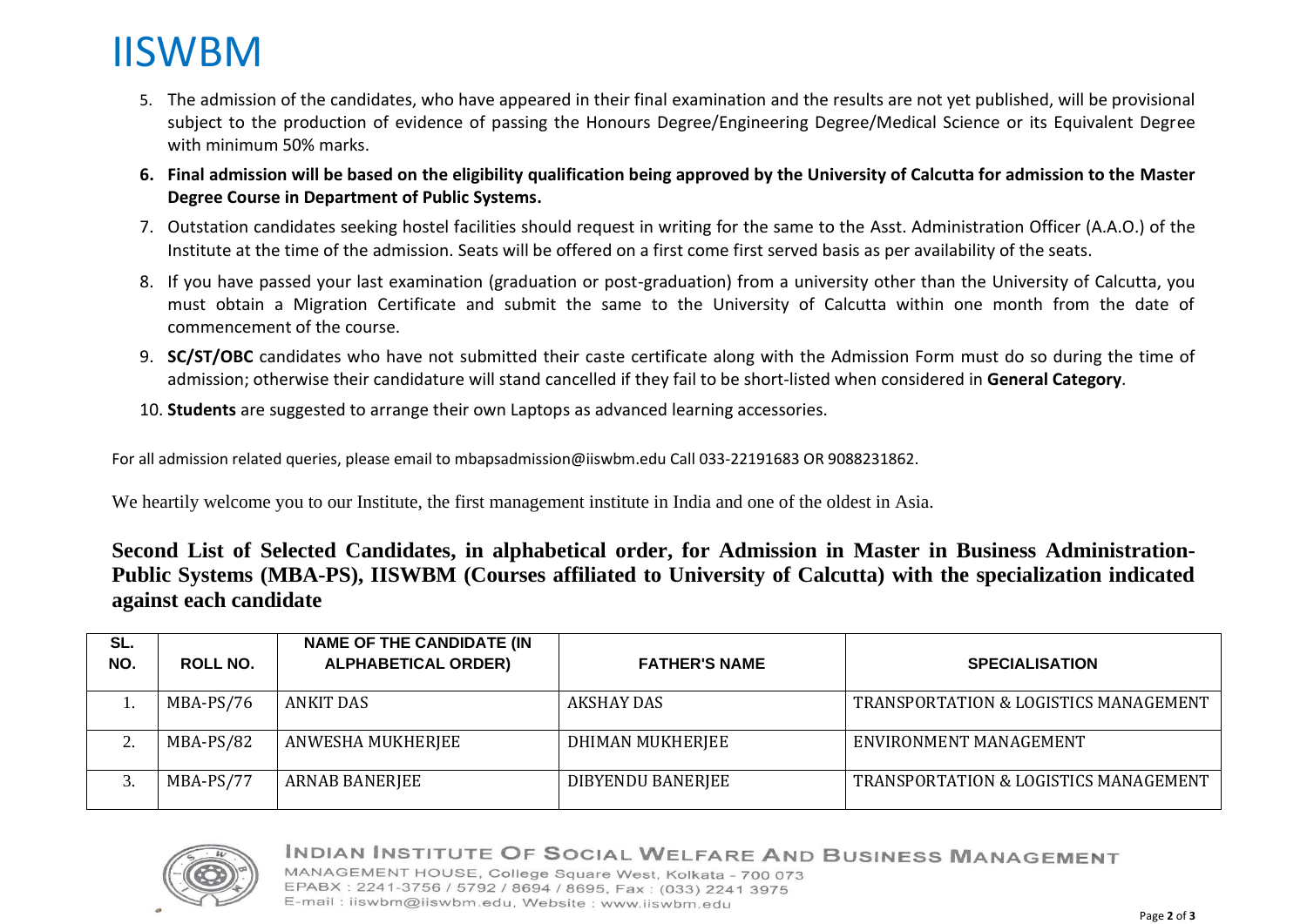# IISWBM

5. The admission of the candidates, who have appeared in their final examination and the results are not yet published, will be provisional subject to the production of evidence of passing the Honours Degree/Engineering Degree/Medical Science or its Equivalent Degree with minimum 50% marks.
6. **Final admission will be based on the eligibility qualification being approved by the University of Calcutta for admission to the Master Degree Course in Department of Public Systems.**
7. Outstation candidates seeking hostel facilities should request in writing for the same to the Asst. Administration Officer (A.A.O.) of the Institute at the time of the admission. Seats will be offered on a first come first served basis as per availability of the seats.
8. If you have passed your last examination (graduation or post-graduation) from a university other than the University of Calcutta, you must obtain a Migration Certificate and submit the same to the University of Calcutta within one month from the date of commencement of the course.
9. **SC/ST/OBC** candidates who have not submitted their caste certificate along with the Admission Form must do so during the time of admission; otherwise their candidature will stand cancelled if they fail to be short-listed when considered in **General Category**.
10. **Students** are suggested to arrange their own Laptops as advanced learning accessories.

For all admission related queries, please email to mbapsadmission@iiswbm.edu Call 033-22191683 OR 9088231862.

We heartily welcome you to our Institute, the first management institute in India and one of the oldest in Asia.

**Second List of Selected Candidates, in alphabetical order, for Admission in Master in Business Administration-Public Systems (MBA-PS), IISWBM (Courses affiliated to University of Calcutta) with the specialization indicated against each candidate**

| SL. NO. | ROLL NO. | NAME OF THE CANDIDATE (IN ALPHABETICAL ORDER) | FATHER'S NAME | SPECIALISATION |
|---|---|---|---|---|
| 1. | MBA-PS/76 | ANKIT DAS | AKSHAY DAS | TRANSPORTATION & LOGISTICS MANAGEMENT |
| 2. | MBA-PS/82 | ANWESHA MUKHERJEE | DHIMAN MUKHERJEE | ENVIRONMENT MANAGEMENT |
| 3. | MBA-PS/77 | ARNAB BANERJEE | DIBYENDU BANERJEE | TRANSPORTATION & LOGISTICS MANAGEMENT |

INDIAN INSTITUTE OF SOCIAL WELFARE AND BUSINESS MANAGEMENT
MANAGEMENT HOUSE, College Square West, Kolkata - 700 073
EPABX : 2241-3756 / 5792 / 8694 / 8695, Fax : (033) 2241 3975
E-mail : iiswbm@iiswbm.edu, Website : www.iiswbm.edu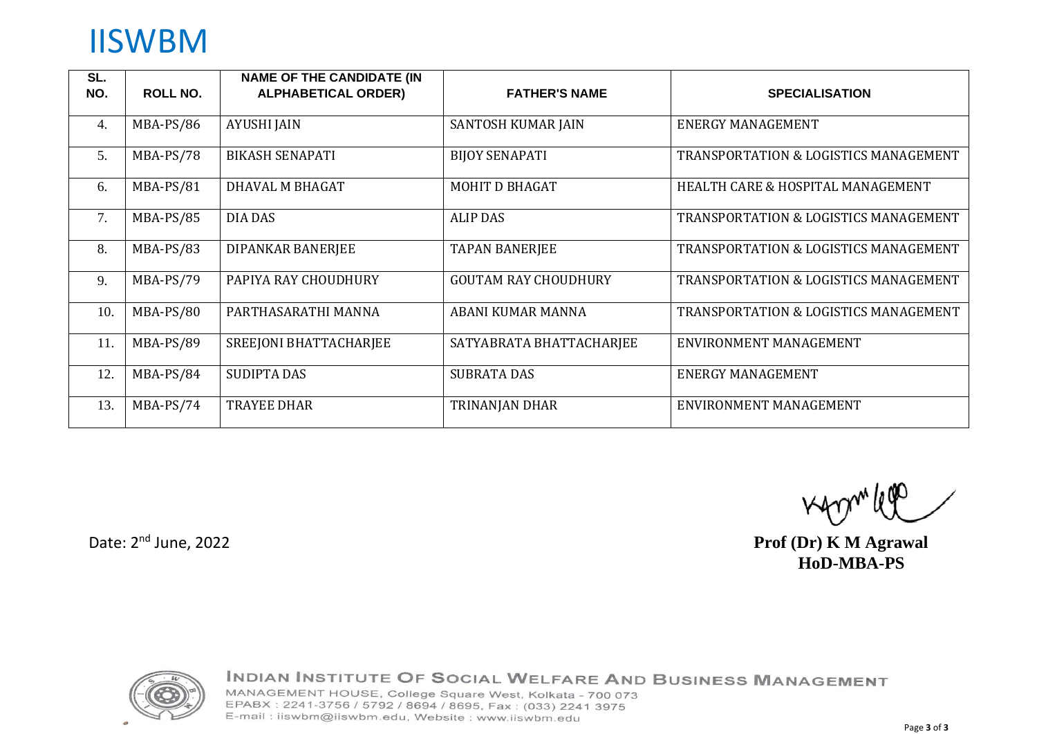# IISWBM

| SL. NO. | ROLL NO. | NAME OF THE CANDIDATE (IN ALPHABETICAL ORDER) | FATHER'S NAME | SPECIALISATION |
|---|---|---|---|---|
| 4. | MBA-PS/86 | AYUSHI JAIN | SANTOSH KUMAR JAIN | ENERGY MANAGEMENT |
| 5. | MBA-PS/78 | BIKASH SENAPATI | BIJOY SENAPATI | TRANSPORTATION & LOGISTICS MANAGEMENT |
| 6. | MBA-PS/81 | DHAVAL M BHAGAT | MOHIT D BHAGAT | HEALTH CARE & HOSPITAL MANAGEMENT |
| 7. | MBA-PS/85 | DIA DAS | ALIP DAS | TRANSPORTATION & LOGISTICS MANAGEMENT |
| 8. | MBA-PS/83 | DIPANKAR BANERJEE | TAPAN BANERJEE | TRANSPORTATION & LOGISTICS MANAGEMENT |
| 9. | MBA-PS/79 | PAPIYA RAY CHOUDHURY | GOUTAM RAY CHOUDHURY | TRANSPORTATION & LOGISTICS MANAGEMENT |
| 10. | MBA-PS/80 | PARTHASARATHI MANNA | ABANI KUMAR MANNA | TRANSPORTATION & LOGISTICS MANAGEMENT |
| 11. | MBA-PS/89 | SREEJONI BHATTACHARJEE | SATYABRATA BHATTACHARJEE | ENVIRONMENT MANAGEMENT |
| 12. | MBA-PS/84 | SUDIPTA DAS | SUBRATA DAS | ENERGY MANAGEMENT |
| 13. | MBA-PS/74 | TRAYEE DHAR | TRINANJAN DHAR | ENVIRONMENT MANAGEMENT |

Date: 2nd June, 2022

**Prof (Dr) K M Agrawal**
**HoD-MBA-PS**

INDIAN INSTITUTE OF SOCIAL WELFARE AND BUSINESS MANAGEMENT
MANAGEMENT HOUSE, College Square West, Kolkata - 700 073
EPABX : 2241-3756 / 5792 / 8694 / 8695, Fax : (033) 2241 3975
E-mail : iiswbm@iiswbm.edu, Website : www.iiswbm.edu